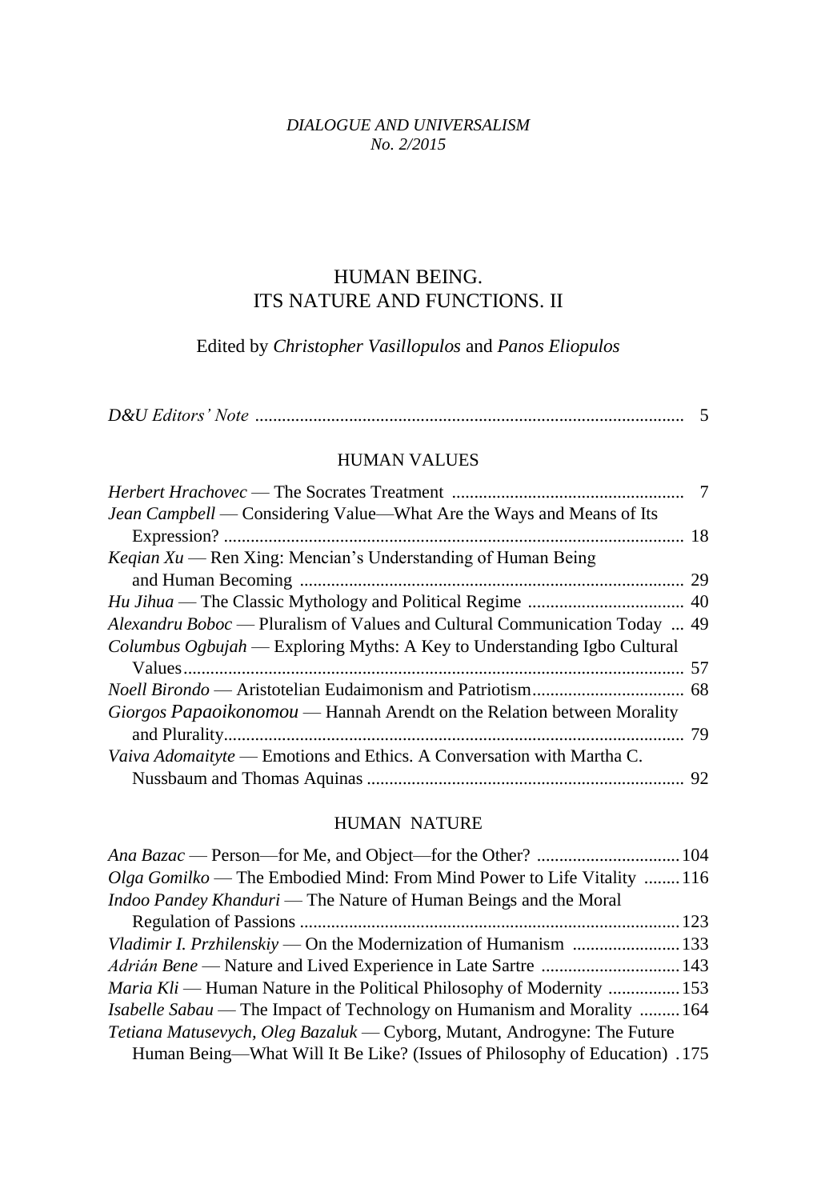*DIALOGUE AND UNIVERSALISM*
*No. 2/2015*

# HUMAN BEING.
# ITS NATURE AND FUNCTIONS. II

Edited by *Christopher Vasillopulos* and *Panos Eliopulos*

*D&U Editors' Note* .................................................................................................. 5

## HUMAN VALUES

*Herbert Hrachovec* — The Socrates Treatment .................................................... 7

*Jean Campbell* — Considering Value—What Are the Ways and Means of Its Expression? ...................................................................................................... 18

*Keqian Xu* — Ren Xing: Mencian's Understanding of Human Being and Human Becoming ...................................................................................... 29

*Hu Jihua* — The Classic Mythology and Political Regime ................................... 40

*Alexandru Boboc* — Pluralism of Values and Cultural Communication Today ... 49

*Columbus Ogbujah* — Exploring Myths: A Key to Understanding Igbo Cultural Values................................................................................................................ 57

*Noell Birondo* — Aristotelian Eudaimonism and Patriotism.................................. 68

*Giorgos Papaoikonomou* — Hannah Arendt on the Relation between Morality and Plurality....................................................................................................... 79

*Vaiva Adomaityte* — Emotions and Ethics. A Conversation with Martha C. Nussbaum and Thomas Aquinas ....................................................................... 92

## HUMAN NATURE

*Ana Bazac* — Person—for Me, and Object—for the Other? ................................ 104

*Olga Gomilko* — The Embodied Mind: From Mind Power to Life Vitality ........ 116

*Indoo Pandey Khanduri* — The Nature of Human Beings and the Moral Regulation of Passions ..................................................................................... 123

*Vladimir I. Przhilenskiy* — On the Modernization of Humanism ........................ 133

*Adrián Bene* — Nature and Lived Experience in Late Sartre ............................... 143

*Maria Kli* — Human Nature in the Political Philosophy of Modernity ................ 153

*Isabelle Sabau* — The Impact of Technology on Humanism and Morality ......... 164

*Tetiana Matusevych, Oleg Bazaluk* — Cyborg, Mutant, Androgyne: The Future Human Being—What Will It Be Like? (Issues of Philosophy of Education) . 175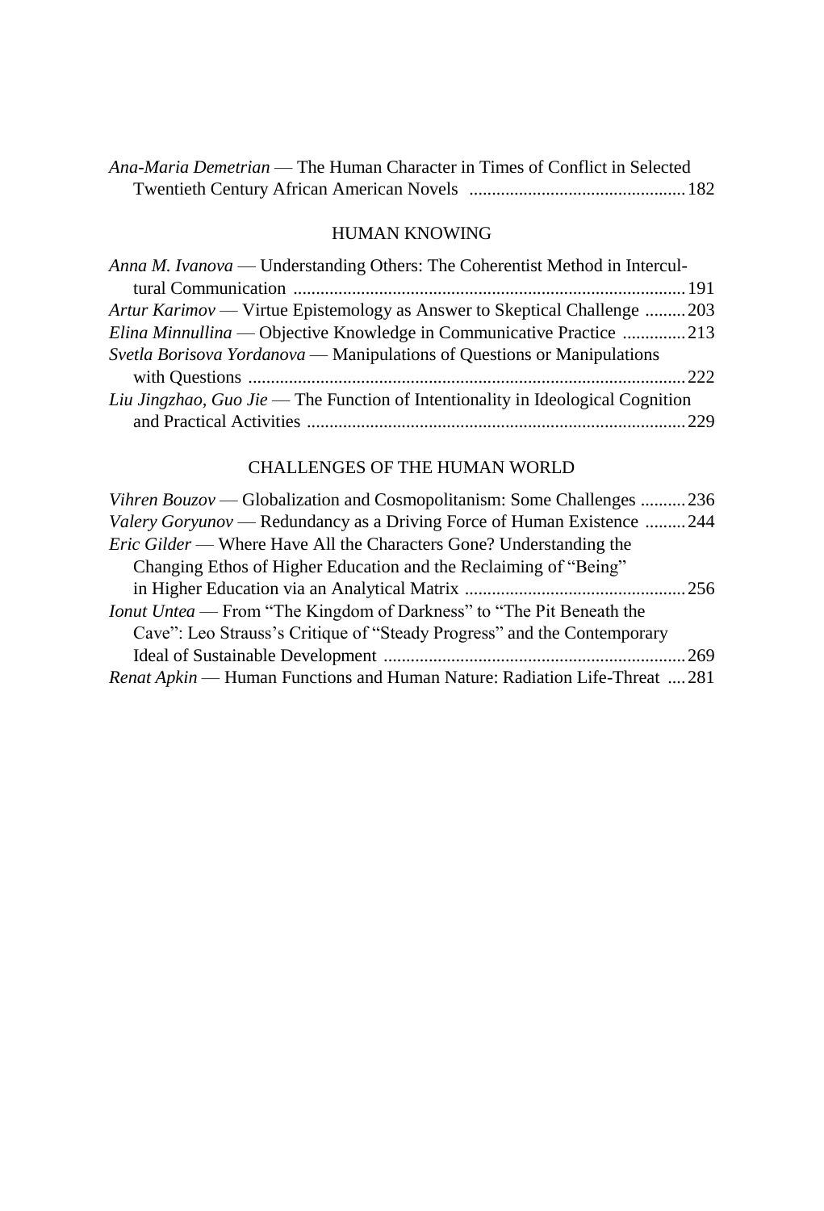*Ana-Maria Demetrian* — The Human Character in Times of Conflict in Selected Twentieth Century African American Novels ........................................ 182

## HUMAN KNOWING

*Anna M. Ivanova* — Understanding Others: The Coherentist Method in Intercultural Communication ........................................ 191

*Artur Karimov* — Virtue Epistemology as Answer to Skeptical Challenge ......... 203

*Elina Minnullina* — Objective Knowledge in Communicative Practice ............. 213

*Svetla Borisova Yordanova* — Manipulations of Questions or Manipulations with Questions ........................................ 222

*Liu Jingzhao, Guo Jie* — The Function of Intentionality in Ideological Cognition and Practical Activities ........................................ 229

## CHALLENGES OF THE HUMAN WORLD

*Vihren Bouzov* — Globalization and Cosmopolitanism: Some Challenges .......... 236

*Valery Goryunov* — Redundancy as a Driving Force of Human Existence ......... 244

*Eric Gilder* — Where Have All the Characters Gone? Understanding the Changing Ethos of Higher Education and the Reclaiming of "Being" in Higher Education via an Analytical Matrix ........................................ 256

*Ionut Untea* — From "The Kingdom of Darkness" to "The Pit Beneath the Cave": Leo Strauss's Critique of "Steady Progress" and the Contemporary Ideal of Sustainable Development ........................................ 269

*Renat Apkin* — Human Functions and Human Nature: Radiation Life-Threat .... 281